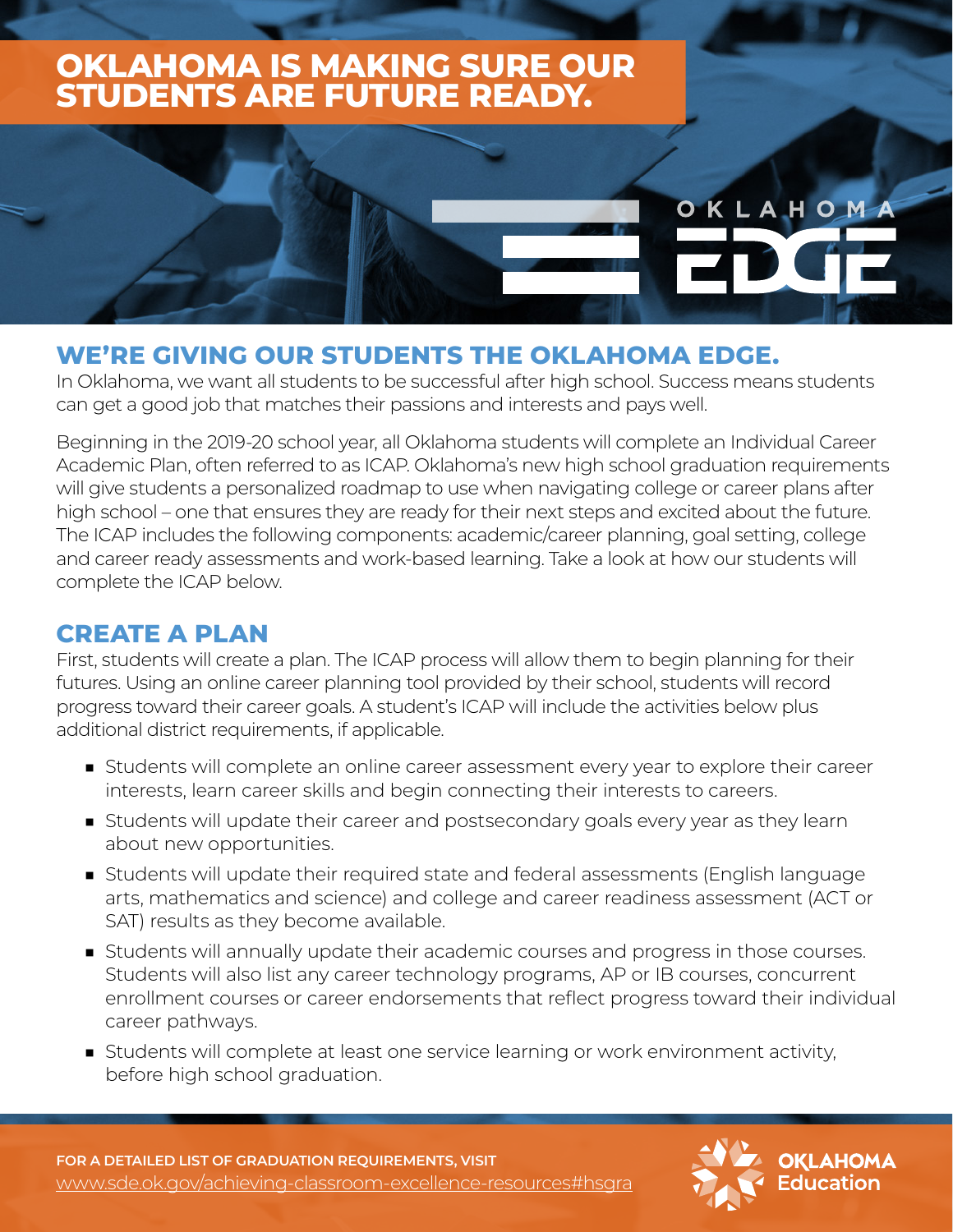# OKLAHOMA IS MAKING SURE OUR STUDENTS ARE FUTURE READY.

OKLAHOMA EDGE

## WE'RE GIVING OUR STUDENTS THE OKLAHOMA EDGE.

In Oklahoma, we want all students to be successful after high school. Success means students can get a good job that matches their passions and interests and pays well.

Beginning in the 2019-20 school year, all Oklahoma students will complete an Individual Career Academic Plan, often referred to as ICAP. Oklahoma's new high school graduation requirements will give students a personalized roadmap to use when navigating college or career plans after high school – one that ensures they are ready for their next steps and excited about the future. The ICAP includes the following components: academic/career planning, goal setting, college and career ready assessments and work-based learning. Take a look at how our students will complete the ICAP below.

## CREATE A PLAN

First, students will create a plan. The ICAP process will allow them to begin planning for their futures. Using an online career planning tool provided by their school, students will record progress toward their career goals. A student's ICAP will include the activities below plus additional district requirements, if applicable.

- Students will complete an online career assessment every year to explore their career interests, learn career skills and begin connecting their interests to careers.
- Students will update their career and postsecondary goals every year as they learn about new opportunities.
- Students will update their required state and federal assessments (English language arts, mathematics and science) and college and career readiness assessment (ACT or SAT) results as they become available.
- Students will annually update their academic courses and progress in those courses. Students will also list any career technology programs, AP or IB courses, concurrent enrollment courses or career endorsements that reflect progress toward their individual career pathways.
- Students will complete at least one service learning or work environment activity, before high school graduation.

**FOR A DETAILED LIST OF GRADUATION REQUIREMENTS, VISIT**
www.sde.ok.gov/achieving-classroom-excellence-resources#hsgra

OKLAHOMA Education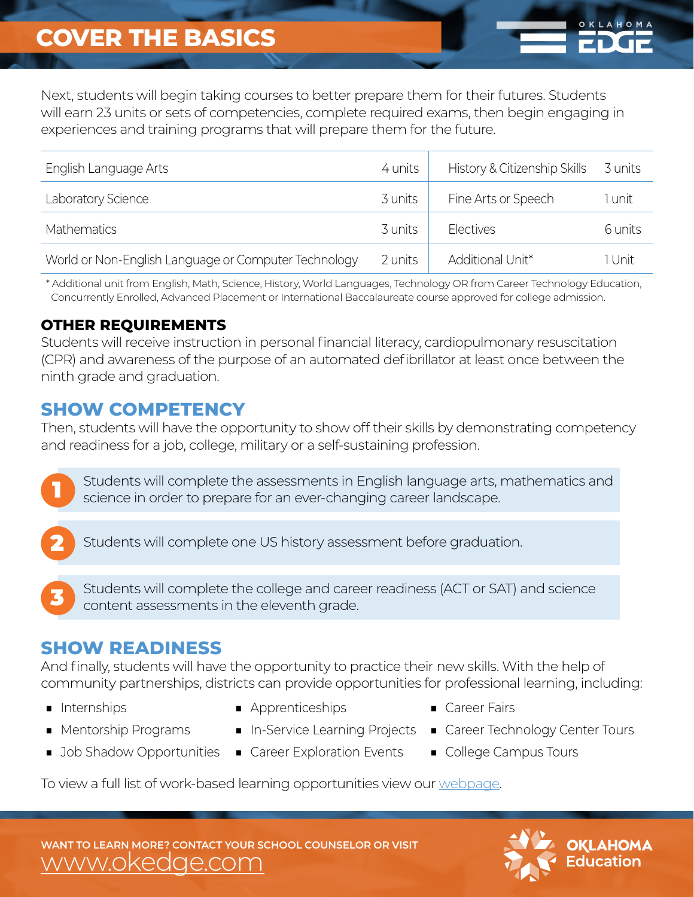# COVER THE BASICS

Next, students will begin taking courses to better prepare them for their futures. Students will earn 23 units or sets of competencies, complete required exams, then begin engaging in experiences and training programs that will prepare them for the future.

| | | | |
|---|---|---|---|
| English Language Arts | 4 units | History & Citizenship Skills | 3 units |
| Laboratory Science | 3 units | Fine Arts or Speech | 1 unit |
| Mathematics | 3 units | Electives | 6 units |
| World or Non-English Language or Computer Technology | 2 units | Additional Unit* | 1 Unit |

* Additional unit from English, Math, Science, History, World Languages, Technology OR from Career Technology Education, Concurrently Enrolled, Advanced Placement or International Baccalaureate course approved for college admission.

### OTHER REQUIREMENTS

Students will receive instruction in personal financial literacy, cardiopulmonary resuscitation (CPR) and awareness of the purpose of an automated defibrillator at least once between the ninth grade and graduation.

## SHOW COMPETENCY

Then, students will have the opportunity to show off their skills by demonstrating competency and readiness for a job, college, military or a self-sustaining profession.

1. Students will complete the assessments in English language arts, mathematics and science in order to prepare for an ever-changing career landscape.
2. Students will complete one US history assessment before graduation.
3. Students will complete the college and career readiness (ACT or SAT) and science content assessments in the eleventh grade.

## SHOW READINESS

And finally, students will have the opportunity to practice their new skills. With the help of community partnerships, districts can provide opportunities for professional learning, including:

- Internships
- Mentorship Programs
- Job Shadow Opportunities
- Apprenticeships
- In-Service Learning Projects
- Career Exploration Events
- Career Fairs
- Career Technology Center Tours
- College Campus Tours

To view a full list of work-based learning opportunities view our webpage.

WANT TO LEARN MORE? CONTACT YOUR SCHOOL COUNSELOR OR VISIT www.okedge.com